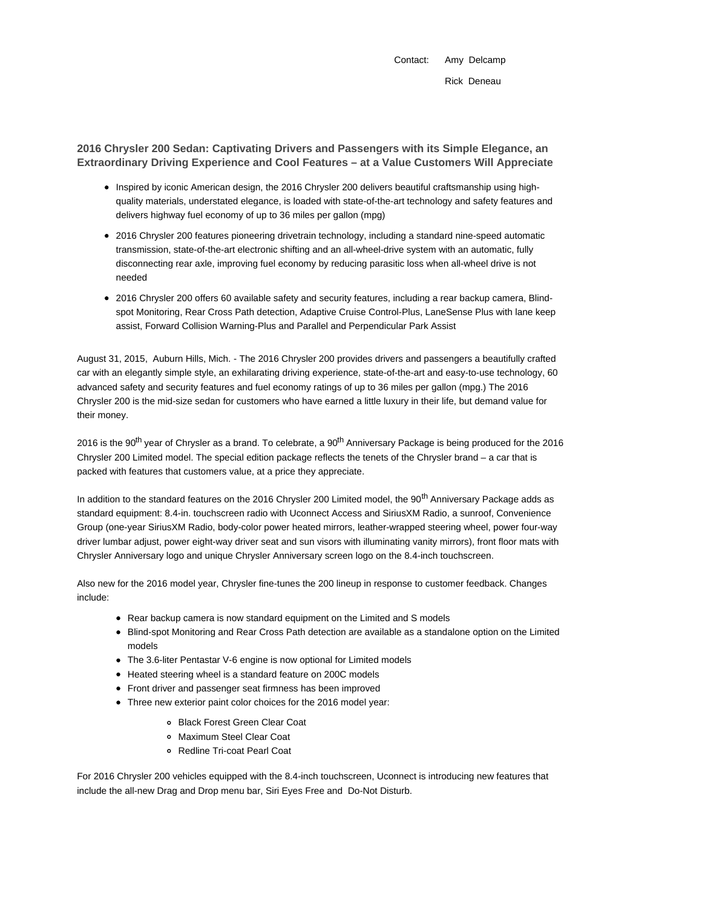Contact: Amy Delcamp

Rick Deneau

## 2016 Chrysler 200 Sedan: Captivating Drivers and Passengers with its Simple Elegance, an Extraordinary Driving Experience and Cool Features – at a Value Customers Will Appreciate

- Inspired by iconic American design, the 2016 Chrysler 200 delivers beautiful craftsmanship using high-quality materials, understated elegance, is loaded with state-of-the-art technology and safety features and delivers highway fuel economy of up to 36 miles per gallon (mpg)
- 2016 Chrysler 200 features pioneering drivetrain technology, including a standard nine-speed automatic transmission, state-of-the-art electronic shifting and an all-wheel-drive system with an automatic, fully disconnecting rear axle, improving fuel economy by reducing parasitic loss when all-wheel drive is not needed
- 2016 Chrysler 200 offers 60 available safety and security features, including a rear backup camera, Blind-spot Monitoring, Rear Cross Path detection, Adaptive Cruise Control-Plus, LaneSense Plus with lane keep assist, Forward Collision Warning-Plus and Parallel and Perpendicular Park Assist

August 31, 2015, Auburn Hills, Mich. - The 2016 Chrysler 200 provides drivers and passengers a beautifully crafted car with an elegantly simple style, an exhilarating driving experience, state-of-the-art and easy-to-use technology, 60 advanced safety and security features and fuel economy ratings of up to 36 miles per gallon (mpg.) The 2016 Chrysler 200 is the mid-size sedan for customers who have earned a little luxury in their life, but demand value for their money.

2016 is the 90th year of Chrysler as a brand. To celebrate, a 90th Anniversary Package is being produced for the 2016 Chrysler 200 Limited model. The special edition package reflects the tenets of the Chrysler brand – a car that is packed with features that customers value, at a price they appreciate.

In addition to the standard features on the 2016 Chrysler 200 Limited model, the 90th Anniversary Package adds as standard equipment: 8.4-in. touchscreen radio with Uconnect Access and SiriusXM Radio, a sunroof, Convenience Group (one-year SiriusXM Radio, body-color power heated mirrors, leather-wrapped steering wheel, power four-way driver lumbar adjust, power eight-way driver seat and sun visors with illuminating vanity mirrors), front floor mats with Chrysler Anniversary logo and unique Chrysler Anniversary screen logo on the 8.4-inch touchscreen.

Also new for the 2016 model year, Chrysler fine-tunes the 200 lineup in response to customer feedback. Changes include:

- Rear backup camera is now standard equipment on the Limited and S models
- Blind-spot Monitoring and Rear Cross Path detection are available as a standalone option on the Limited models
- The 3.6-liter Pentastar V-6 engine is now optional for Limited models
- Heated steering wheel is a standard feature on 200C models
- Front driver and passenger seat firmness has been improved
- Three new exterior paint color choices for the 2016 model year:
    - Black Forest Green Clear Coat
    - Maximum Steel Clear Coat
    - Redline Tri-coat Pearl Coat

For 2016 Chrysler 200 vehicles equipped with the 8.4-inch touchscreen, Uconnect is introducing new features that include the all-new Drag and Drop menu bar, Siri Eyes Free and Do-Not Disturb.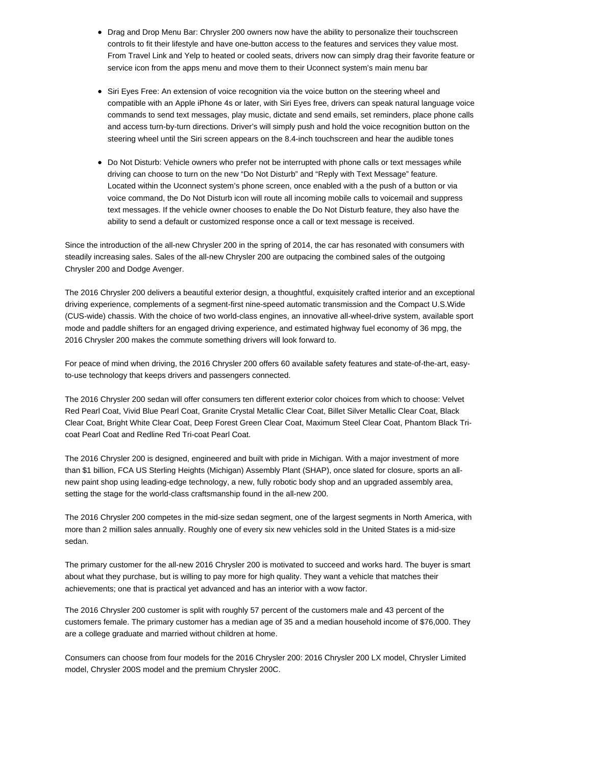- Drag and Drop Menu Bar: Chrysler 200 owners now have the ability to personalize their touchscreen controls to fit their lifestyle and have one-button access to the features and services they value most. From Travel Link and Yelp to heated or cooled seats, drivers now can simply drag their favorite feature or service icon from the apps menu and move them to their Uconnect system's main menu bar

- Siri Eyes Free: An extension of voice recognition via the voice button on the steering wheel and compatible with an Apple iPhone 4s or later, with Siri Eyes free, drivers can speak natural language voice commands to send text messages, play music, dictate and send emails, set reminders, place phone calls and access turn-by-turn directions. Driver's will simply push and hold the voice recognition button on the steering wheel until the Siri screen appears on the 8.4-inch touchscreen and hear the audible tones

- Do Not Disturb: Vehicle owners who prefer not be interrupted with phone calls or text messages while driving can choose to turn on the new "Do Not Disturb" and "Reply with Text Message" feature. Located within the Uconnect system's phone screen, once enabled with a the push of a button or via voice command, the Do Not Disturb icon will route all incoming mobile calls to voicemail and suppress text messages. If the vehicle owner chooses to enable the Do Not Disturb feature, they also have the ability to send a default or customized response once a call or text message is received.

Since the introduction of the all-new Chrysler 200 in the spring of 2014, the car has resonated with consumers with steadily increasing sales. Sales of the all-new Chrysler 200 are outpacing the combined sales of the outgoing Chrysler 200 and Dodge Avenger.

The 2016 Chrysler 200 delivers a beautiful exterior design, a thoughtful, exquisitely crafted interior and an exceptional driving experience, complements of a segment-first nine-speed automatic transmission and the Compact U.S.Wide (CUS-wide) chassis. With the choice of two world-class engines, an innovative all-wheel-drive system, available sport mode and paddle shifters for an engaged driving experience, and estimated highway fuel economy of 36 mpg, the 2016 Chrysler 200 makes the commute something drivers will look forward to.

For peace of mind when driving, the 2016 Chrysler 200 offers 60 available safety features and state-of-the-art, easy-to-use technology that keeps drivers and passengers connected.

The 2016 Chrysler 200 sedan will offer consumers ten different exterior color choices from which to choose: Velvet Red Pearl Coat, Vivid Blue Pearl Coat, Granite Crystal Metallic Clear Coat, Billet Silver Metallic Clear Coat, Black Clear Coat, Bright White Clear Coat, Deep Forest Green Clear Coat, Maximum Steel Clear Coat, Phantom Black Tri-coat Pearl Coat and Redline Red Tri-coat Pearl Coat.

The 2016 Chrysler 200 is designed, engineered and built with pride in Michigan. With a major investment of more than $1 billion, FCA US Sterling Heights (Michigan) Assembly Plant (SHAP), once slated for closure, sports an all-new paint shop using leading-edge technology, a new, fully robotic body shop and an upgraded assembly area, setting the stage for the world-class craftsmanship found in the all-new 200.

The 2016 Chrysler 200 competes in the mid-size sedan segment, one of the largest segments in North America, with more than 2 million sales annually. Roughly one of every six new vehicles sold in the United States is a mid-size sedan.

The primary customer for the all-new 2016 Chrysler 200 is motivated to succeed and works hard. The buyer is smart about what they purchase, but is willing to pay more for high quality. They want a vehicle that matches their achievements; one that is practical yet advanced and has an interior with a wow factor.

The 2016 Chrysler 200 customer is split with roughly 57 percent of the customers male and 43 percent of the customers female. The primary customer has a median age of 35 and a median household income of $76,000. They are a college graduate and married without children at home.

Consumers can choose from four models for the 2016 Chrysler 200: 2016 Chrysler 200 LX model, Chrysler Limited model, Chrysler 200S model and the premium Chrysler 200C.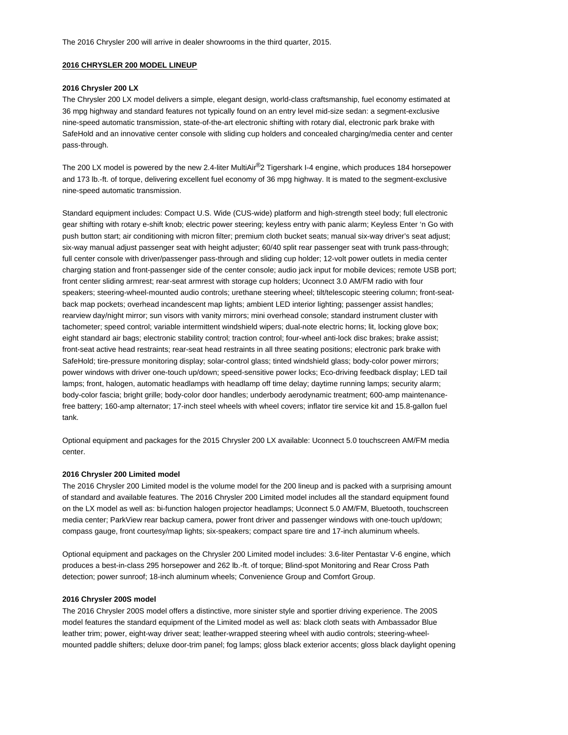The 2016 Chrysler 200 will arrive in dealer showrooms in the third quarter, 2015.

## 2016 CHRYSLER 200 MODEL LINEUP

### 2016 Chrysler 200 LX

The Chrysler 200 LX model delivers a simple, elegant design, world-class craftsmanship, fuel economy estimated at 36 mpg highway and standard features not typically found on an entry level mid-size sedan: a segment-exclusive nine-speed automatic transmission, state-of-the-art electronic shifting with rotary dial, electronic park brake with SafeHold and an innovative center console with sliding cup holders and concealed charging/media center and center pass-through.

The 200 LX model is powered by the new 2.4-liter MultiAir®2 Tigershark I-4 engine, which produces 184 horsepower and 173 lb.-ft. of torque, delivering excellent fuel economy of 36 mpg highway. It is mated to the segment-exclusive nine-speed automatic transmission.

Standard equipment includes: Compact U.S. Wide (CUS-wide) platform and high-strength steel body; full electronic gear shifting with rotary e-shift knob; electric power steering; keyless entry with panic alarm; Keyless Enter 'n Go with push button start; air conditioning with micron filter; premium cloth bucket seats; manual six-way driver's seat adjust; six-way manual adjust passenger seat with height adjuster; 60/40 split rear passenger seat with trunk pass-through; full center console with driver/passenger pass-through and sliding cup holder; 12-volt power outlets in media center charging station and front-passenger side of the center console; audio jack input for mobile devices; remote USB port; front center sliding armrest; rear-seat armrest with storage cup holders; Uconnect 3.0 AM/FM radio with four speakers; steering-wheel-mounted audio controls; urethane steering wheel; tilt/telescopic steering column; front-seat-back map pockets; overhead incandescent map lights; ambient LED interior lighting; passenger assist handles; rearview day/night mirror; sun visors with vanity mirrors; mini overhead console; standard instrument cluster with tachometer; speed control; variable intermittent windshield wipers; dual-note electric horns; lit, locking glove box; eight standard air bags; electronic stability control; traction control; four-wheel anti-lock disc brakes; brake assist; front-seat active head restraints; rear-seat head restraints in all three seating positions; electronic park brake with SafeHold; tire-pressure monitoring display; solar-control glass; tinted windshield glass; body-color power mirrors; power windows with driver one-touch up/down; speed-sensitive power locks; Eco-driving feedback display; LED tail lamps; front, halogen, automatic headlamps with headlamp off time delay; daytime running lamps; security alarm; body-color fascia; bright grille; body-color door handles; underbody aerodynamic treatment; 600-amp maintenance-free battery; 160-amp alternator; 17-inch steel wheels with wheel covers; inflator tire service kit and 15.8-gallon fuel tank.

Optional equipment and packages for the 2015 Chrysler 200 LX available: Uconnect 5.0 touchscreen AM/FM media center.

### 2016 Chrysler 200 Limited model

The 2016 Chrysler 200 Limited model is the volume model for the 200 lineup and is packed with a surprising amount of standard and available features. The 2016 Chrysler 200 Limited model includes all the standard equipment found on the LX model as well as: bi-function halogen projector headlamps; Uconnect 5.0 AM/FM, Bluetooth, touchscreen media center; ParkView rear backup camera, power front driver and passenger windows with one-touch up/down; compass gauge, front courtesy/map lights; six-speakers; compact spare tire and 17-inch aluminum wheels.

Optional equipment and packages on the Chrysler 200 Limited model includes: 3.6-liter Pentastar V-6 engine, which produces a best-in-class 295 horsepower and 262 lb.-ft. of torque; Blind-spot Monitoring and Rear Cross Path detection; power sunroof; 18-inch aluminum wheels; Convenience Group and Comfort Group.

### 2016 Chrysler 200S model

The 2016 Chrysler 200S model offers a distinctive, more sinister style and sportier driving experience. The 200S model features the standard equipment of the Limited model as well as: black cloth seats with Ambassador Blue leather trim; power, eight-way driver seat; leather-wrapped steering wheel with audio controls; steering-wheel-mounted paddle shifters; deluxe door-trim panel; fog lamps; gloss black exterior accents; gloss black daylight opening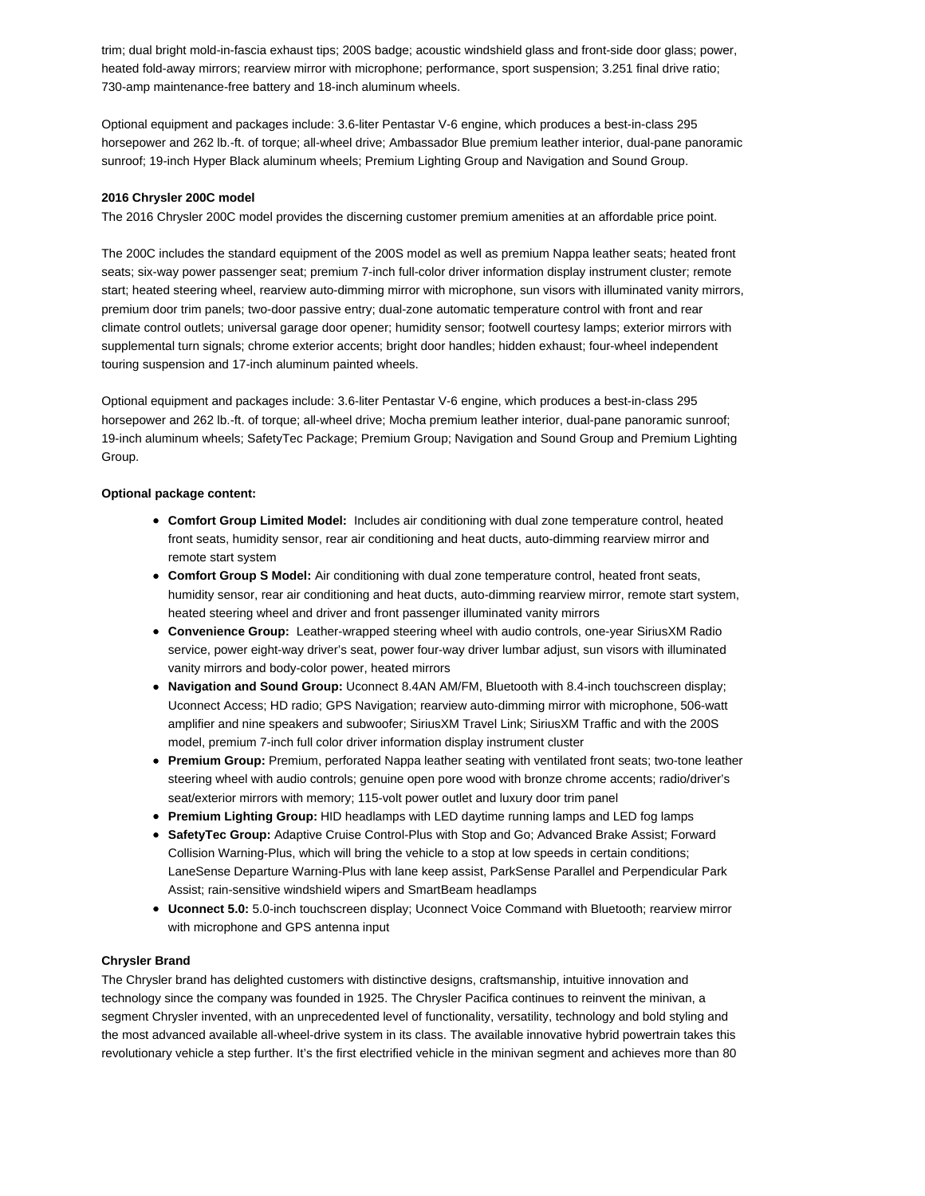trim; dual bright mold-in-fascia exhaust tips; 200S badge; acoustic windshield glass and front-side door glass; power, heated fold-away mirrors; rearview mirror with microphone; performance, sport suspension; 3.251 final drive ratio; 730-amp maintenance-free battery and 18-inch aluminum wheels.

Optional equipment and packages include: 3.6-liter Pentastar V-6 engine, which produces a best-in-class 295 horsepower and 262 lb.-ft. of torque; all-wheel drive; Ambassador Blue premium leather interior, dual-pane panoramic sunroof; 19-inch Hyper Black aluminum wheels; Premium Lighting Group and Navigation and Sound Group.

**2016 Chrysler 200C model**

The 2016 Chrysler 200C model provides the discerning customer premium amenities at an affordable price point.

The 200C includes the standard equipment of the 200S model as well as premium Nappa leather seats; heated front seats; six-way power passenger seat; premium 7-inch full-color driver information display instrument cluster; remote start; heated steering wheel, rearview auto-dimming mirror with microphone, sun visors with illuminated vanity mirrors, premium door trim panels; two-door passive entry; dual-zone automatic temperature control with front and rear climate control outlets; universal garage door opener; humidity sensor; footwell courtesy lamps; exterior mirrors with supplemental turn signals; chrome exterior accents; bright door handles; hidden exhaust; four-wheel independent touring suspension and 17-inch aluminum painted wheels.

Optional equipment and packages include: 3.6-liter Pentastar V-6 engine, which produces a best-in-class 295 horsepower and 262 lb.-ft. of torque; all-wheel drive; Mocha premium leather interior, dual-pane panoramic sunroof; 19-inch aluminum wheels; SafetyTec Package; Premium Group; Navigation and Sound Group and Premium Lighting Group.

**Optional package content:**

- **Comfort Group Limited Model:** Includes air conditioning with dual zone temperature control, heated front seats, humidity sensor, rear air conditioning and heat ducts, auto-dimming rearview mirror and remote start system
- **Comfort Group S Model:** Air conditioning with dual zone temperature control, heated front seats, humidity sensor, rear air conditioning and heat ducts, auto-dimming rearview mirror, remote start system, heated steering wheel and driver and front passenger illuminated vanity mirrors
- **Convenience Group:** Leather-wrapped steering wheel with audio controls, one-year SiriusXM Radio service, power eight-way driver's seat, power four-way driver lumbar adjust, sun visors with illuminated vanity mirrors and body-color power, heated mirrors
- **Navigation and Sound Group:** Uconnect 8.4AN AM/FM, Bluetooth with 8.4-inch touchscreen display; Uconnect Access; HD radio; GPS Navigation; rearview auto-dimming mirror with microphone, 506-watt amplifier and nine speakers and subwoofer; SiriusXM Travel Link; SiriusXM Traffic and with the 200S model, premium 7-inch full color driver information display instrument cluster
- **Premium Group:** Premium, perforated Nappa leather seating with ventilated front seats; two-tone leather steering wheel with audio controls; genuine open pore wood with bronze chrome accents; radio/driver's seat/exterior mirrors with memory; 115-volt power outlet and luxury door trim panel
- **Premium Lighting Group:** HID headlamps with LED daytime running lamps and LED fog lamps
- **SafetyTec Group:** Adaptive Cruise Control-Plus with Stop and Go; Advanced Brake Assist; Forward Collision Warning-Plus, which will bring the vehicle to a stop at low speeds in certain conditions; LaneSense Departure Warning-Plus with lane keep assist, ParkSense Parallel and Perpendicular Park Assist; rain-sensitive windshield wipers and SmartBeam headlamps
- **Uconnect 5.0:** 5.0-inch touchscreen display; Uconnect Voice Command with Bluetooth; rearview mirror with microphone and GPS antenna input

**Chrysler Brand**

The Chrysler brand has delighted customers with distinctive designs, craftsmanship, intuitive innovation and technology since the company was founded in 1925. The Chrysler Pacifica continues to reinvent the minivan, a segment Chrysler invented, with an unprecedented level of functionality, versatility, technology and bold styling and the most advanced available all-wheel-drive system in its class. The available innovative hybrid powertrain takes this revolutionary vehicle a step further. It's the first electrified vehicle in the minivan segment and achieves more than 80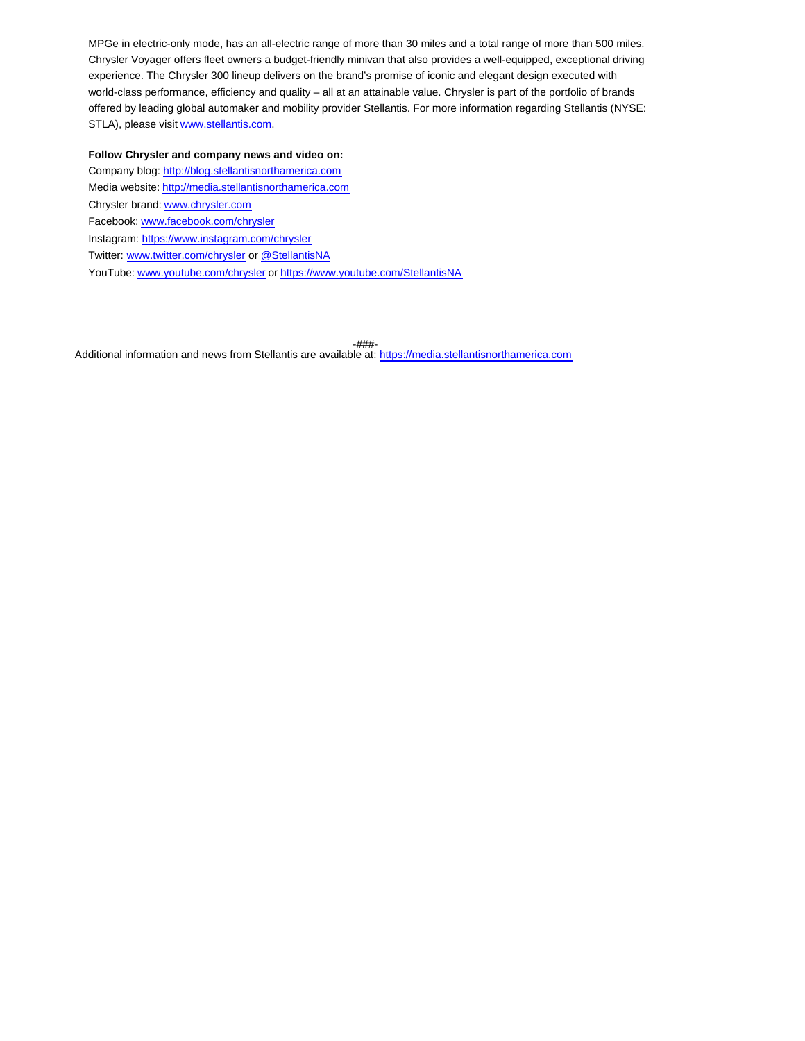MPGe in electric-only mode, has an all-electric range of more than 30 miles and a total range of more than 500 miles. Chrysler Voyager offers fleet owners a budget-friendly minivan that also provides a well-equipped, exceptional driving experience. The Chrysler 300 lineup delivers on the brand's promise of iconic and elegant design executed with world-class performance, efficiency and quality – all at an attainable value. Chrysler is part of the portfolio of brands offered by leading global automaker and mobility provider Stellantis. For more information regarding Stellantis (NYSE: STLA), please visit www.stellantis.com.

**Follow Chrysler and company news and video on:**

Company blog: http://blog.stellantisnorthamerica.com
Media website: http://media.stellantisnorthamerica.com
Chrysler brand: www.chrysler.com
Facebook: www.facebook.com/chrysler
Instagram: https://www.instagram.com/chrysler
Twitter: www.twitter.com/chrysler or @StellantisNA
YouTube: www.youtube.com/chrysler or https://www.youtube.com/StellantisNA

-###-

Additional information and news from Stellantis are available at: https://media.stellantisnorthamerica.com